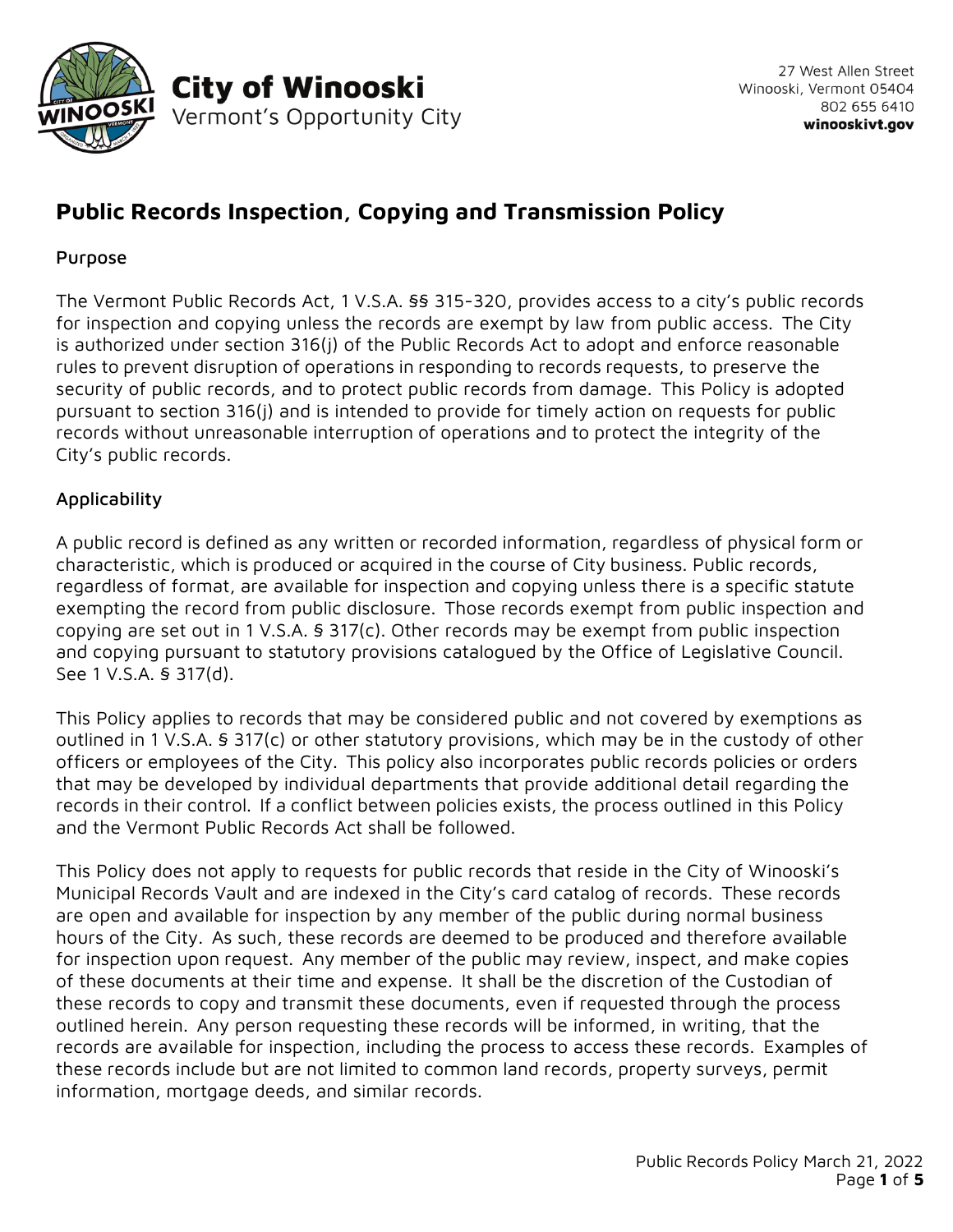**City of Winooski**
Vermont's Opportunity City

27 West Allen Street
Winooski, Vermont 05404
802 655 6410
**winooskivt.gov**

# Public Records Inspection, Copying and Transmission Policy

## Purpose

The Vermont Public Records Act, 1 V.S.A. §§ 315-320, provides access to a city's public records for inspection and copying unless the records are exempt by law from public access. The City is authorized under section 316(j) of the Public Records Act to adopt and enforce reasonable rules to prevent disruption of operations in responding to records requests, to preserve the security of public records, and to protect public records from damage. This Policy is adopted pursuant to section 316(j) and is intended to provide for timely action on requests for public records without unreasonable interruption of operations and to protect the integrity of the City's public records.

## Applicability

A public record is defined as any written or recorded information, regardless of physical form or characteristic, which is produced or acquired in the course of City business. Public records, regardless of format, are available for inspection and copying unless there is a specific statute exempting the record from public disclosure. Those records exempt from public inspection and copying are set out in 1 V.S.A. § 317(c). Other records may be exempt from public inspection and copying pursuant to statutory provisions catalogued by the Office of Legislative Council. See 1 V.S.A. § 317(d).

This Policy applies to records that may be considered public and not covered by exemptions as outlined in 1 V.S.A. § 317(c) or other statutory provisions, which may be in the custody of other officers or employees of the City. This policy also incorporates public records policies or orders that may be developed by individual departments that provide additional detail regarding the records in their control. If a conflict between policies exists, the process outlined in this Policy and the Vermont Public Records Act shall be followed.

This Policy does not apply to requests for public records that reside in the City of Winooski's Municipal Records Vault and are indexed in the City's card catalog of records. These records are open and available for inspection by any member of the public during normal business hours of the City. As such, these records are deemed to be produced and therefore available for inspection upon request. Any member of the public may review, inspect, and make copies of these documents at their time and expense. It shall be the discretion of the Custodian of these records to copy and transmit these documents, even if requested through the process outlined herein. Any person requesting these records will be informed, in writing, that the records are available for inspection, including the process to access these records. Examples of these records include but are not limited to common land records, property surveys, permit information, mortgage deeds, and similar records.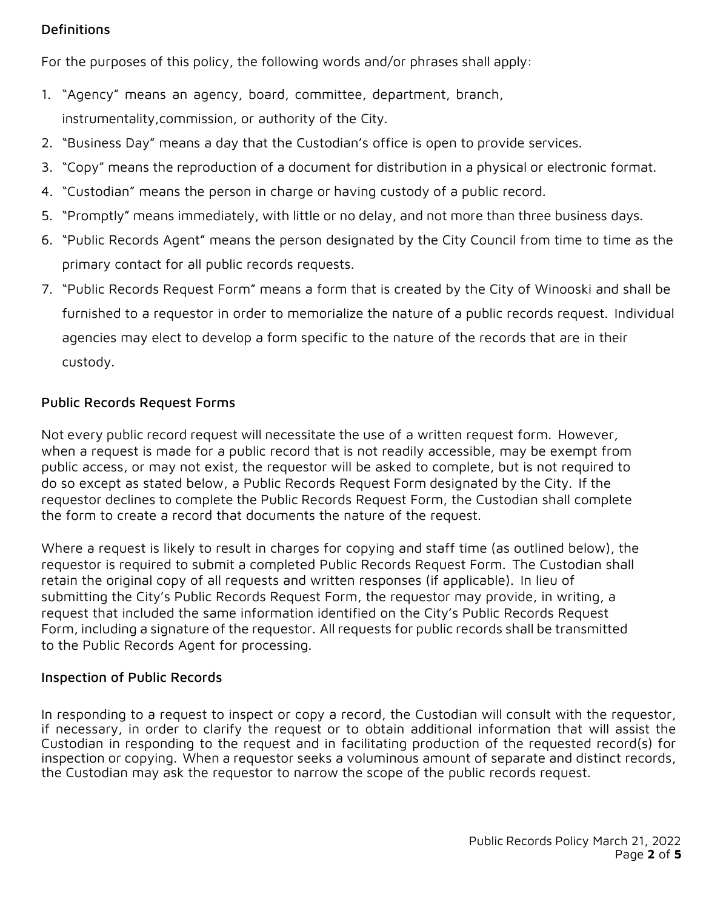## Definitions

For the purposes of this policy, the following words and/or phrases shall apply:

1. "Agency" means an agency, board, committee, department, branch, instrumentality,commission, or authority of the City.
2. "Business Day" means a day that the Custodian's office is open to provide services.
3. "Copy" means the reproduction of a document for distribution in a physical or electronic format.
4. "Custodian" means the person in charge or having custody of a public record.
5. "Promptly" means immediately, with little or no delay, and not more than three business days.
6. "Public Records Agent" means the person designated by the City Council from time to time as the primary contact for all public records requests.
7. "Public Records Request Form" means a form that is created by the City of Winooski and shall be furnished to a requestor in order to memorialize the nature of a public records request. Individual agencies may elect to develop a form specific to the nature of the records that are in their custody.

## Public Records Request Forms

Not every public record request will necessitate the use of a written request form. However, when a request is made for a public record that is not readily accessible, may be exempt from public access, or may not exist, the requestor will be asked to complete, but is not required to do so except as stated below, a Public Records Request Form designated by the City. If the requestor declines to complete the Public Records Request Form, the Custodian shall complete the form to create a record that documents the nature of the request.

Where a request is likely to result in charges for copying and staff time (as outlined below), the requestor is required to submit a completed Public Records Request Form. The Custodian shall retain the original copy of all requests and written responses (if applicable). In lieu of submitting the City's Public Records Request Form, the requestor may provide, in writing, a request that included the same information identified on the City's Public Records Request Form, including a signature of the requestor. All requests for public records shall be transmitted to the Public Records Agent for processing.

## Inspection of Public Records

In responding to a request to inspect or copy a record, the Custodian will consult with the requestor, if necessary, in order to clarify the request or to obtain additional information that will assist the Custodian in responding to the request and in facilitating production of the requested record(s) for inspection or copying. When a requestor seeks a voluminous amount of separate and distinct records, the Custodian may ask the requestor to narrow the scope of the public records request.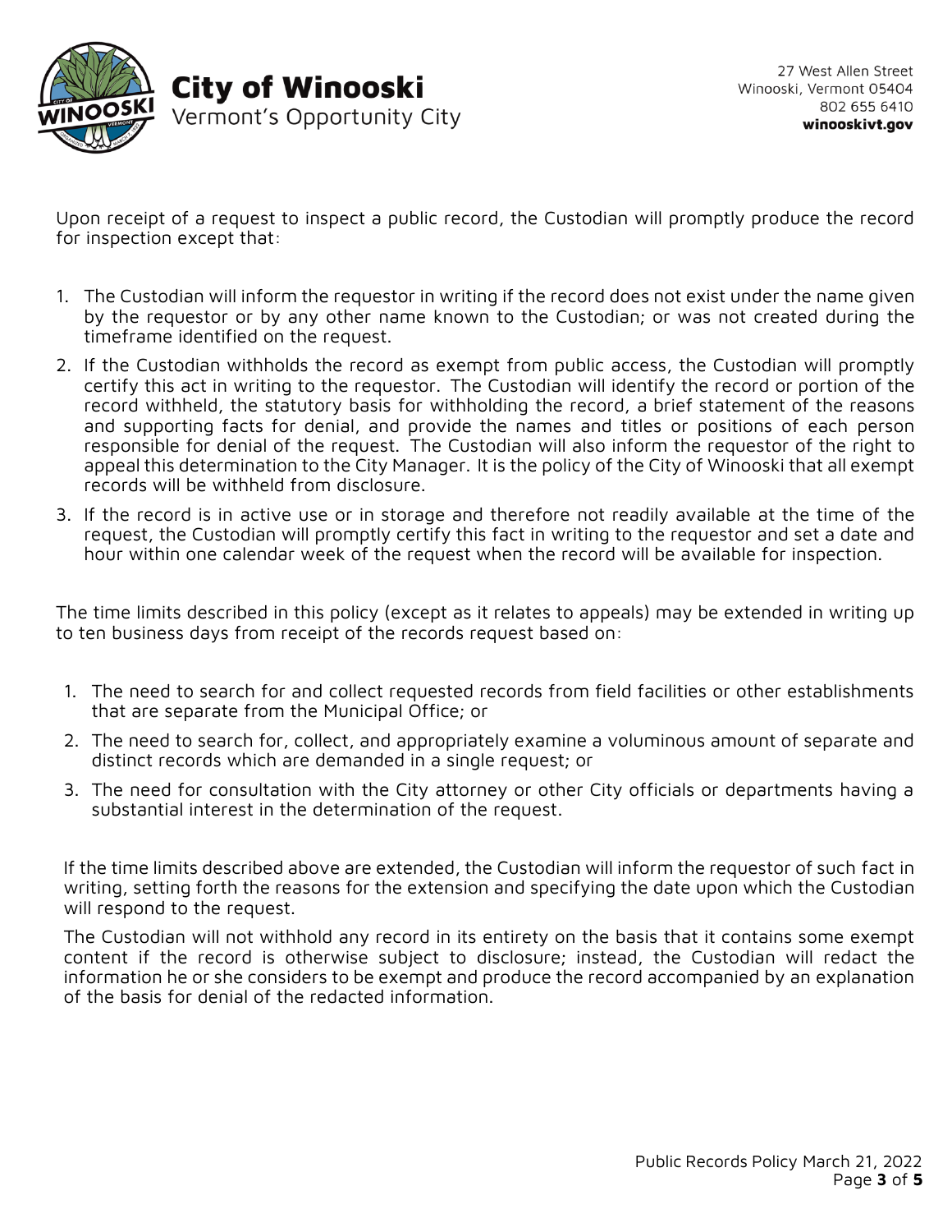Upon receipt of a request to inspect a public record, the Custodian will promptly produce the record for inspection except that:

1. The Custodian will inform the requestor in writing if the record does not exist under the name given by the requestor or by any other name known to the Custodian; or was not created during the timeframe identified on the request.
2. If the Custodian withholds the record as exempt from public access, the Custodian will promptly certify this act in writing to the requestor. The Custodian will identify the record or portion of the record withheld, the statutory basis for withholding the record, a brief statement of the reasons and supporting facts for denial, and provide the names and titles or positions of each person responsible for denial of the request. The Custodian will also inform the requestor of the right to appeal this determination to the City Manager. It is the policy of the City of Winooski that all exempt records will be withheld from disclosure.
3. If the record is in active use or in storage and therefore not readily available at the time of the request, the Custodian will promptly certify this fact in writing to the requestor and set a date and hour within one calendar week of the request when the record will be available for inspection.

The time limits described in this policy (except as it relates to appeals) may be extended in writing up to ten business days from receipt of the records request based on:

1. The need to search for and collect requested records from field facilities or other establishments that are separate from the Municipal Office; or
2. The need to search for, collect, and appropriately examine a voluminous amount of separate and distinct records which are demanded in a single request; or
3. The need for consultation with the City attorney or other City officials or departments having a substantial interest in the determination of the request.

If the time limits described above are extended, the Custodian will inform the requestor of such fact in writing, setting forth the reasons for the extension and specifying the date upon which the Custodian will respond to the request.

The Custodian will not withhold any record in its entirety on the basis that it contains some exempt content if the record is otherwise subject to disclosure; instead, the Custodian will redact the information he or she considers to be exempt and produce the record accompanied by an explanation of the basis for denial of the redacted information.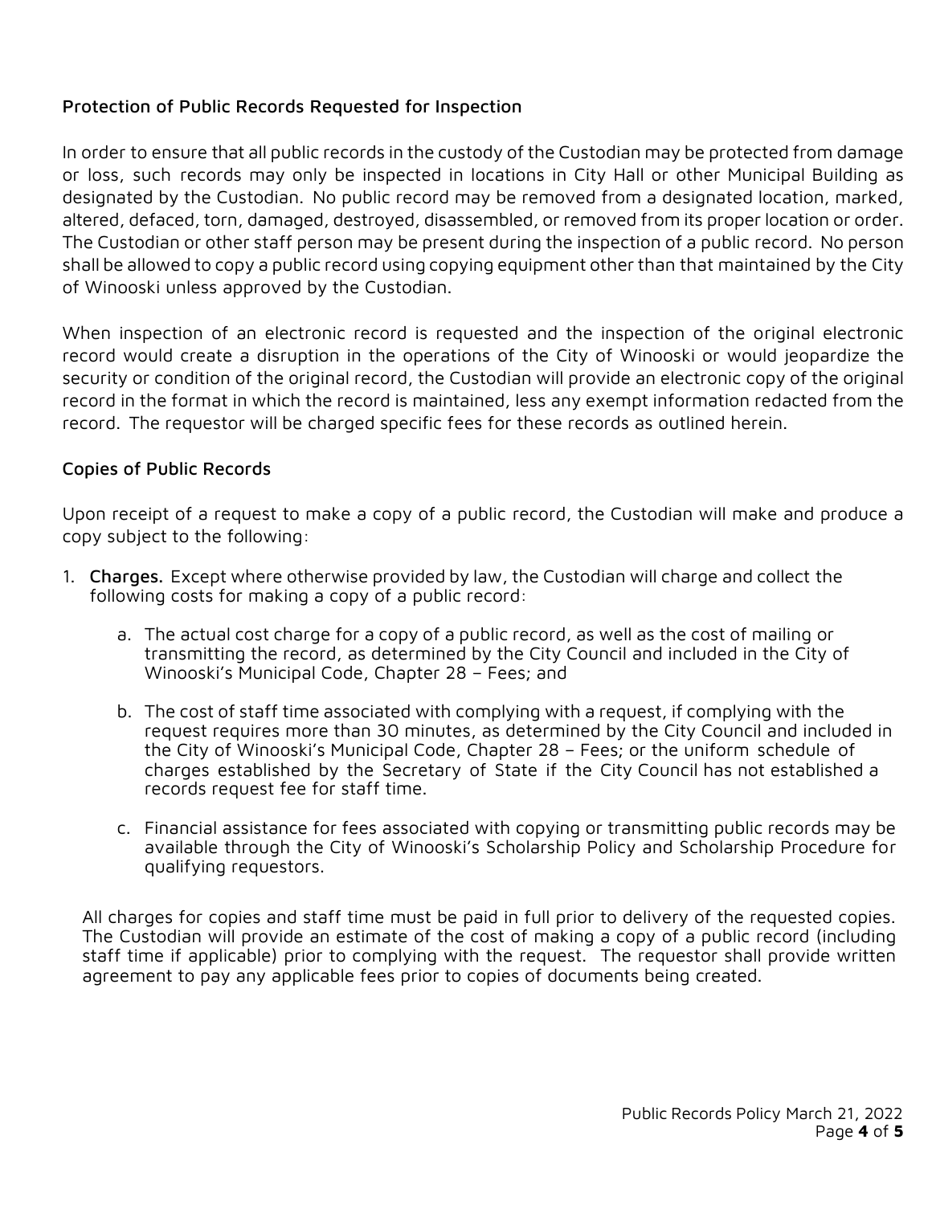### Protection of Public Records Requested for Inspection

In order to ensure that all public records in the custody of the Custodian may be protected from damage or loss, such records may only be inspected in locations in City Hall or other Municipal Building as designated by the Custodian. No public record may be removed from a designated location, marked, altered, defaced, torn, damaged, destroyed, disassembled, or removed from its proper location or order. The Custodian or other staff person may be present during the inspection of a public record. No person shall be allowed to copy a public record using copying equipment other than that maintained by the City of Winooski unless approved by the Custodian.

When inspection of an electronic record is requested and the inspection of the original electronic record would create a disruption in the operations of the City of Winooski or would jeopardize the security or condition of the original record, the Custodian will provide an electronic copy of the original record in the format in which the record is maintained, less any exempt information redacted from the record. The requestor will be charged specific fees for these records as outlined herein.

### Copies of Public Records

Upon receipt of a request to make a copy of a public record, the Custodian will make and produce a copy subject to the following:

1. **Charges.** Except where otherwise provided by law, the Custodian will charge and collect the following costs for making a copy of a public record:

   a. The actual cost charge for a copy of a public record, as well as the cost of mailing or transmitting the record, as determined by the City Council and included in the City of Winooski's Municipal Code, Chapter 28 – Fees; and

   b. The cost of staff time associated with complying with a request, if complying with the request requires more than 30 minutes, as determined by the City Council and included in the City of Winooski's Municipal Code, Chapter 28 – Fees; or the uniform schedule of charges established by the Secretary of State if the City Council has not established a records request fee for staff time.

   c. Financial assistance for fees associated with copying or transmitting public records may be available through the City of Winooski's Scholarship Policy and Scholarship Procedure for qualifying requestors.

   All charges for copies and staff time must be paid in full prior to delivery of the requested copies. The Custodian will provide an estimate of the cost of making a copy of a public record (including staff time if applicable) prior to complying with the request. The requestor shall provide written agreement to pay any applicable fees prior to copies of documents being created.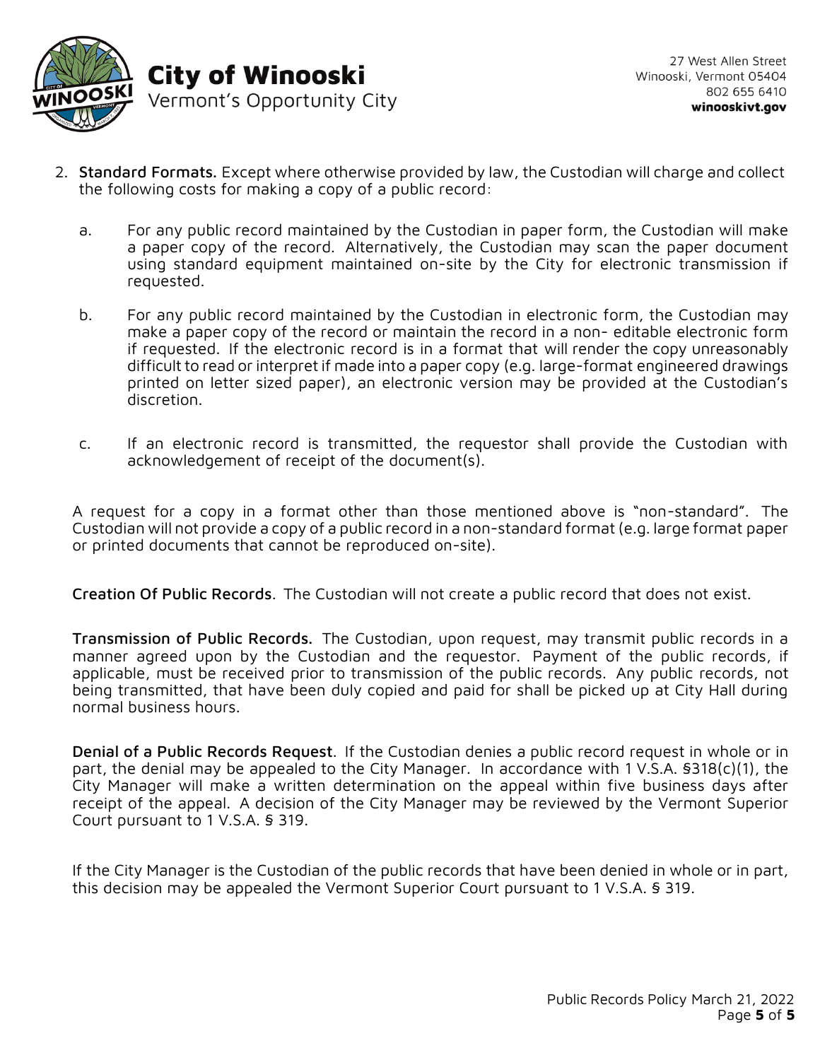2. **Standard Formats.** Except where otherwise provided by law, the Custodian will charge and collect the following costs for making a copy of a public record:

   a. For any public record maintained by the Custodian in paper form, the Custodian will make a paper copy of the record. Alternatively, the Custodian may scan the paper document using standard equipment maintained on-site by the City for electronic transmission if requested.

   b. For any public record maintained by the Custodian in electronic form, the Custodian may make a paper copy of the record or maintain the record in a non- editable electronic form if requested. If the electronic record is in a format that will render the copy unreasonably difficult to read or interpret if made into a paper copy (e.g. large-format engineered drawings printed on letter sized paper), an electronic version may be provided at the Custodian's discretion.

   c. If an electronic record is transmitted, the requestor shall provide the Custodian with acknowledgement of receipt of the document(s).

   A request for a copy in a format other than those mentioned above is "non-standard". The Custodian will not provide a copy of a public record in a non-standard format (e.g. large format paper or printed documents that cannot be reproduced on-site).

**Creation Of Public Records**. The Custodian will not create a public record that does not exist.

**Transmission of Public Records.** The Custodian, upon request, may transmit public records in a manner agreed upon by the Custodian and the requestor. Payment of the public records, if applicable, must be received prior to transmission of the public records. Any public records, not being transmitted, that have been duly copied and paid for shall be picked up at City Hall during normal business hours.

**Denial of a Public Records Request**. If the Custodian denies a public record request in whole or in part, the denial may be appealed to the City Manager. In accordance with 1 V.S.A. §318(c)(1), the City Manager will make a written determination on the appeal within five business days after receipt of the appeal. A decision of the City Manager may be reviewed by the Vermont Superior Court pursuant to 1 V.S.A. § 319.

If the City Manager is the Custodian of the public records that have been denied in whole or in part, this decision may be appealed the Vermont Superior Court pursuant to 1 V.S.A. § 319.